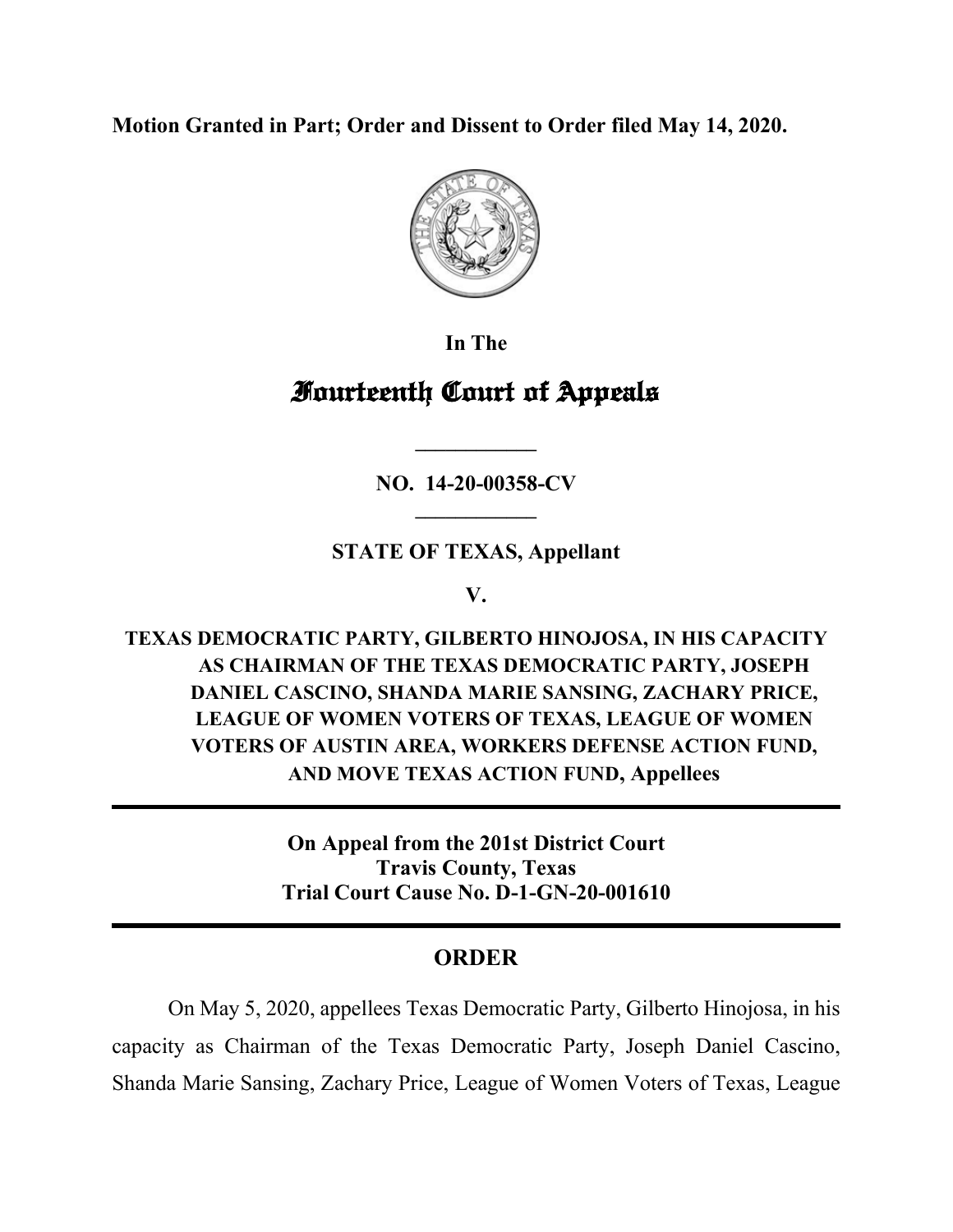**Motion Granted in Part; Order and Dissent to Order filed May 14, 2020.**

In The

# Fourteenth Court of Appeals

---

**NO. 14-20-00358-CV**

---

**STATE OF TEXAS, Appellant**

**V.**

**TEXAS DEMOCRATIC PARTY, GILBERTO HINOJOSA, IN HIS CAPACITY AS CHAIRMAN OF THE TEXAS DEMOCRATIC PARTY, JOSEPH DANIEL CASCINO, SHANDA MARIE SANSING, ZACHARY PRICE, LEAGUE OF WOMEN VOTERS OF TEXAS, LEAGUE OF WOMEN VOTERS OF AUSTIN AREA, WORKERS DEFENSE ACTION FUND, AND MOVE TEXAS ACTION FUND, Appellees**

---

**On Appeal from the 201st District Court**
**Travis County, Texas**
**Trial Court Cause No. D-1-GN-20-001610**

---

## ORDER

On May 5, 2020, appellees Texas Democratic Party, Gilberto Hinojosa, in his capacity as Chairman of the Texas Democratic Party, Joseph Daniel Cascino, Shanda Marie Sansing, Zachary Price, League of Women Voters of Texas, League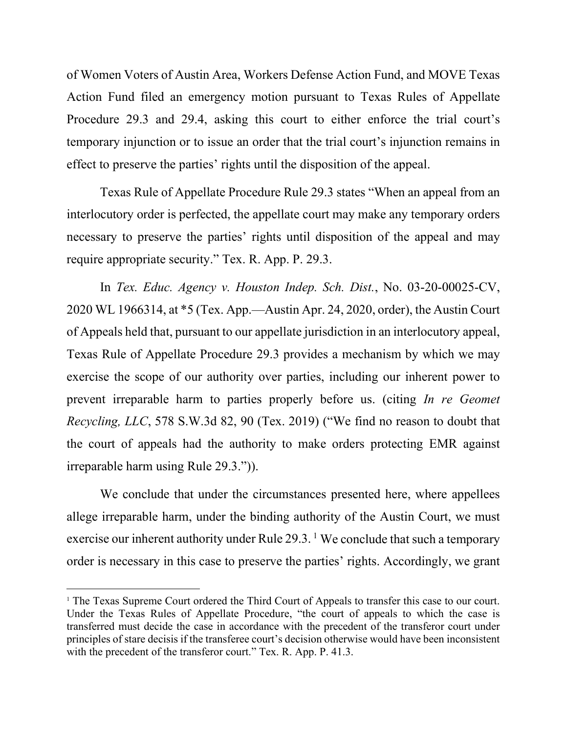of Women Voters of Austin Area, Workers Defense Action Fund, and MOVE Texas Action Fund filed an emergency motion pursuant to Texas Rules of Appellate Procedure 29.3 and 29.4, asking this court to either enforce the trial court's temporary injunction or to issue an order that the trial court's injunction remains in effect to preserve the parties' rights until the disposition of the appeal.

Texas Rule of Appellate Procedure Rule 29.3 states "When an appeal from an interlocutory order is perfected, the appellate court may make any temporary orders necessary to preserve the parties' rights until disposition of the appeal and may require appropriate security." Tex. R. App. P. 29.3.

In *Tex. Educ. Agency v. Houston Indep. Sch. Dist.*, No. 03-20-00025-CV, 2020 WL 1966314, at *5 (Tex. App.—Austin Apr. 24, 2020, order), the Austin Court of Appeals held that, pursuant to our appellate jurisdiction in an interlocutory appeal, Texas Rule of Appellate Procedure 29.3 provides a mechanism by which we may exercise the scope of our authority over parties, including our inherent power to prevent irreparable harm to parties properly before us. (citing *In re Geomet Recycling, LLC*, 578 S.W.3d 82, 90 (Tex. 2019) ("We find no reason to doubt that the court of appeals had the authority to make orders protecting EMR against irreparable harm using Rule 29.3.")).

We conclude that under the circumstances presented here, where appellees allege irreparable harm, under the binding authority of the Austin Court, we must exercise our inherent authority under Rule 29.3. [1] We conclude that such a temporary order is necessary in this case to preserve the parties' rights. Accordingly, we grant

[1] The Texas Supreme Court ordered the Third Court of Appeals to transfer this case to our court. Under the Texas Rules of Appellate Procedure, "the court of appeals to which the case is transferred must decide the case in accordance with the precedent of the transferor court under principles of stare decisis if the transferee court's decision otherwise would have been inconsistent with the precedent of the transferor court." Tex. R. App. P. 41.3.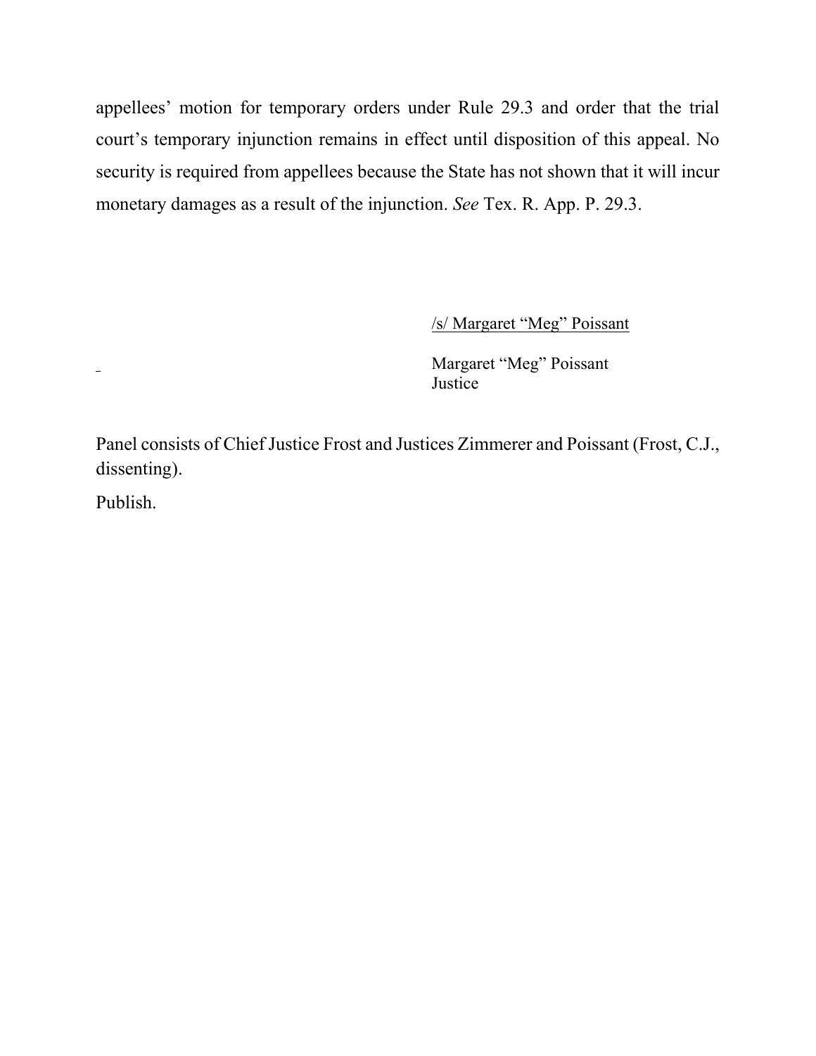appellees' motion for temporary orders under Rule 29.3 and order that the trial court's temporary injunction remains in effect until disposition of this appeal. No security is required from appellees because the State has not shown that it will incur monetary damages as a result of the injunction. *See* Tex. R. App. P. 29.3.

/s/ Margaret "Meg" Poissant

Margaret "Meg" Poissant
Justice

Panel consists of Chief Justice Frost and Justices Zimmerer and Poissant (Frost, C.J., dissenting).

Publish.